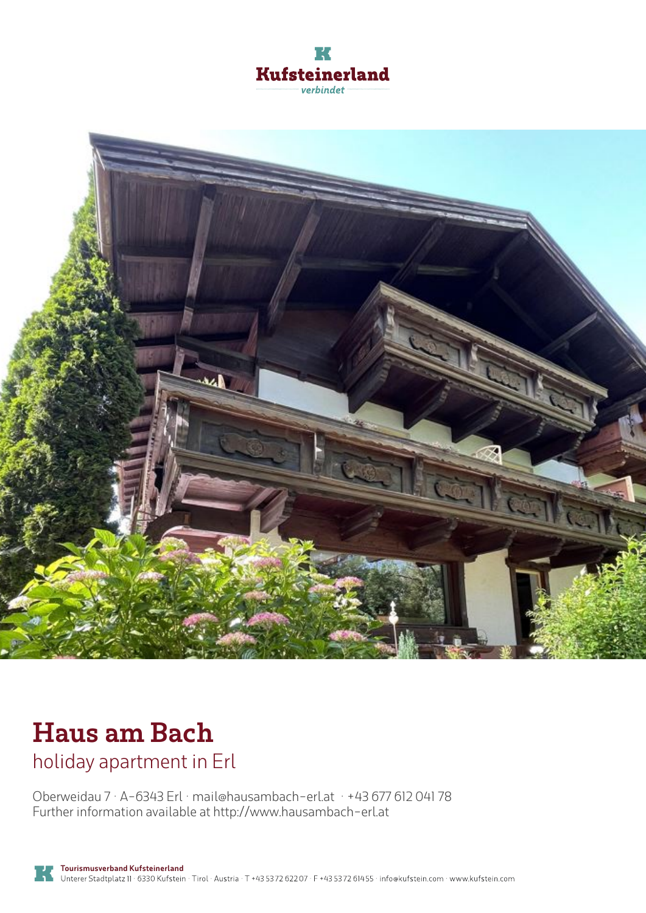Kufsteinerland
verbindet

# Haus am Bach

## holiday apartment in Erl

Oberweidau 7 · A-6343 Erl · mail@hausambach-erl.at · +43 677 612 041 78
Further information available at http://www.hausambach-erl.at

**Tourismusverband Kufsteinerland**
Unterer Stadtplatz 11 · 6330 Kufstein · Tirol · Austria · T +43 5372 62207 · F +43 5372 61455 · info@kufstein.com · www.kufstein.com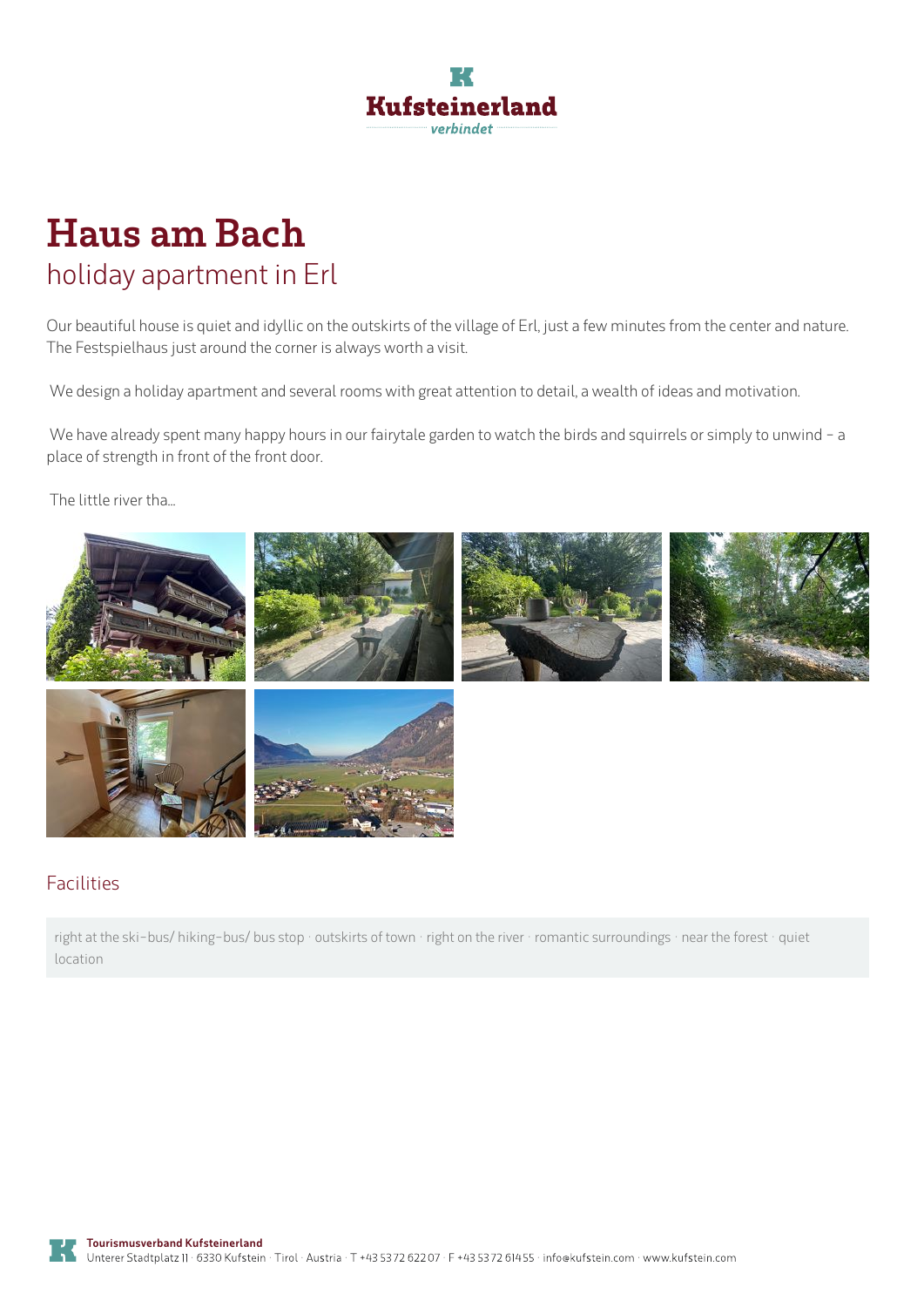# Haus am Bach

## holiday apartment in Erl

Our beautiful house is quiet and idyllic on the outskirts of the village of Erl, just a few minutes from the center and nature. The Festspielhaus just around the corner is always worth a visit.

We design a holiday apartment and several rooms with great attention to detail, a wealth of ideas and motivation.

We have already spent many happy hours in our fairytale garden to watch the birds and squirrels or simply to unwind - a place of strength in front of the front door.

The little river tha...

### Facilities

right at the ski-bus/ hiking-bus/ bus stop · outskirts of town · right on the river · romantic surroundings · near the forest · quiet location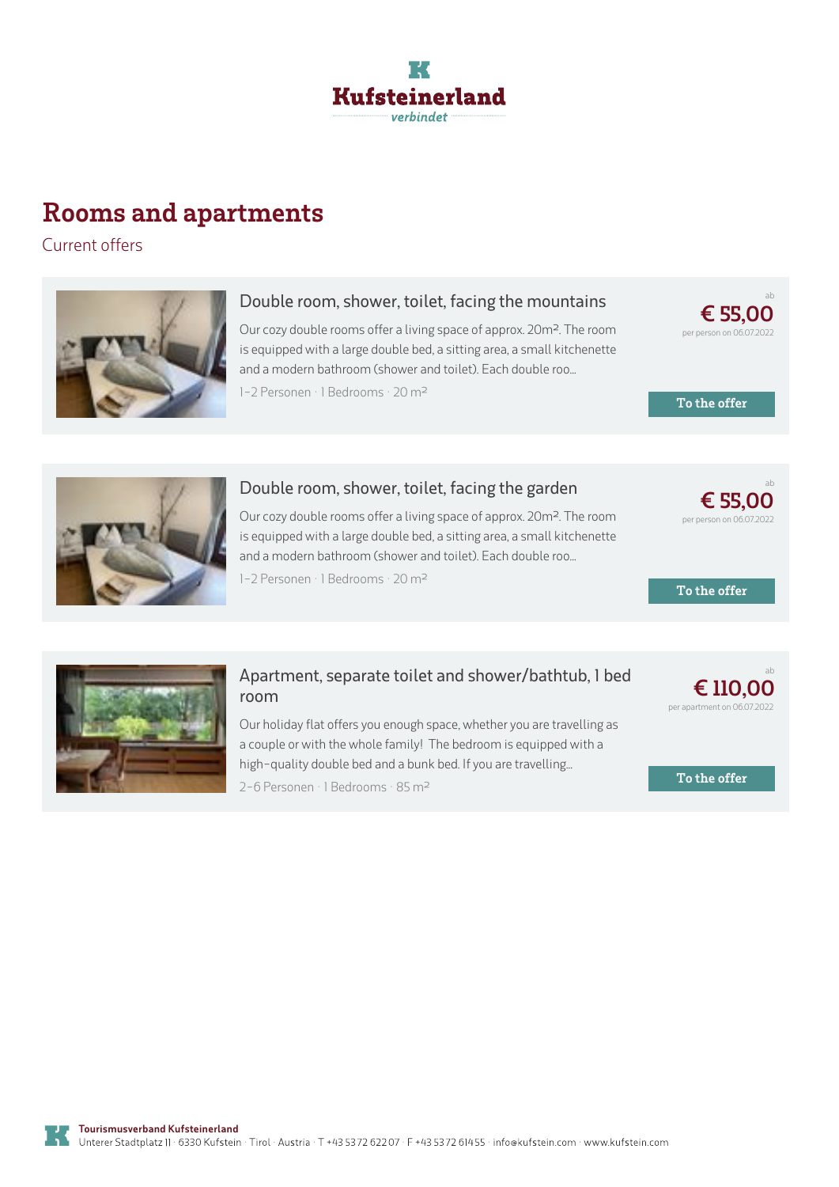Kufsteinerland
verbindet

# Rooms and apartments

Current offers

## Double room, shower, toilet, facing the mountains

Our cozy double rooms offer a living space of approx. 20m². The room is equipped with a large double bed, a sitting area, a small kitchenette and a modern bathroom (shower and toilet). Each double roo...

1-2 Personen · 1 Bedrooms · 20 m²

ab **€ 55,00** per person on 06.07.2022

To the offer

## Double room, shower, toilet, facing the garden

Our cozy double rooms offer a living space of approx. 20m². The room is equipped with a large double bed, a sitting area, a small kitchenette and a modern bathroom (shower and toilet). Each double roo...

1-2 Personen · 1 Bedrooms · 20 m²

ab **€ 55,00** per person on 06.07.2022

To the offer

## Apartment, separate toilet and shower/bathtub, 1 bed room

Our holiday flat offers you enough space, whether you are travelling as a couple or with the whole family! The bedroom is equipped with a high-quality double bed and a bunk bed. If you are travelling...

2-6 Personen · 1 Bedrooms · 85 m²

ab **€ 110,00** per apartment on 06.07.2022

To the offer

**Tourismusverband Kufsteinerland**
Unterer Stadtplatz 11 · 6330 Kufstein · Tirol · Austria · T +43 5372 622 07 · F +43 5372 614 55 · info@kufstein.com · www.kufstein.com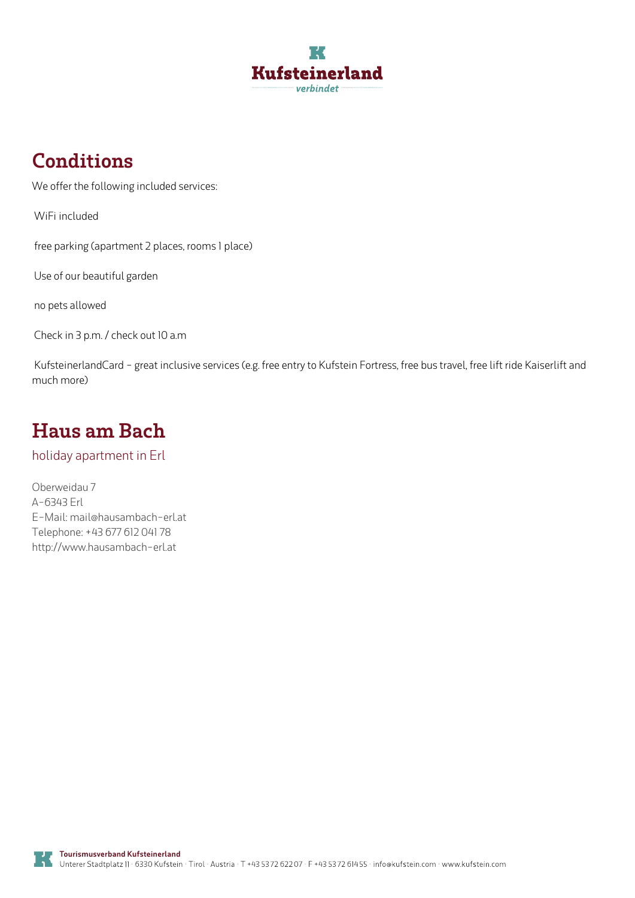## Conditions

We offer the following included services:

WiFi included

free parking (apartment 2 places, rooms 1 place)

Use of our beautiful garden

no pets allowed

Check in 3 p.m. / check out 10 a.m

KufsteinerlandCard - great inclusive services (e.g. free entry to Kufstein Fortress, free bus travel, free lift ride Kaiserlift and much more)

## Haus am Bach

holiday apartment in Erl

Oberweidau 7
A-6343 Erl
E-Mail: mail@hausambach-erl.at
Telephone: +43 677 612 041 78
http://www.hausambach-erl.at